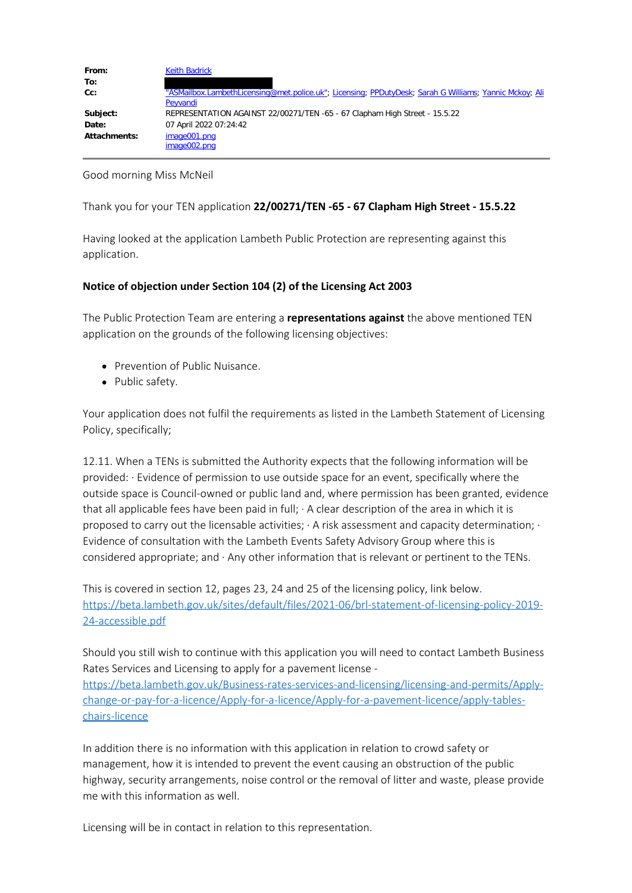| | |
|---|---|
| **From:** | Keith Badrick |
| **To:** | |
| **Cc:** | "ASMailbox.LambethLicensing@met.police.uk"; Licensing; PPDutyDesk; Sarah G Williams; Yannic Mckoy; Ali Peyvandi |
| **Subject:** | REPRESENTATION AGAINST 22/00271/TEN -65 - 67 Clapham High Street - 15.5.22 |
| **Date:** | 07 April 2022 07:24:42 |
| **Attachments:** | image001.png<br>image002.png |

Good morning Miss McNeil

Thank you for your TEN application **22/00271/TEN -65 - 67 Clapham High Street - 15.5.22**

Having looked at the application Lambeth Public Protection are representing against this application.

**Notice of objection under Section 104 (2) of the Licensing Act 2003**

The Public Protection Team are entering a **representations against** the above mentioned TEN application on the grounds of the following licensing objectives:

- Prevention of Public Nuisance.
- Public safety.

Your application does not fulfil the requirements as listed in the Lambeth Statement of Licensing Policy, specifically;

12.11. When a TENs is submitted the Authority expects that the following information will be provided: · Evidence of permission to use outside space for an event, specifically where the outside space is Council-owned or public land and, where permission has been granted, evidence that all applicable fees have been paid in full; · A clear description of the area in which it is proposed to carry out the licensable activities; · A risk assessment and capacity determination; · Evidence of consultation with the Lambeth Events Safety Advisory Group where this is considered appropriate; and · Any other information that is relevant or pertinent to the TENs.

This is covered in section 12, pages 23, 24 and 25 of the licensing policy, link below. https://beta.lambeth.gov.uk/sites/default/files/2021-06/brl-statement-of-licensing-policy-2019-24-accessible.pdf

Should you still wish to continue with this application you will need to contact Lambeth Business Rates Services and Licensing to apply for a pavement license - https://beta.lambeth.gov.uk/Business-rates-services-and-licensing/licensing-and-permits/Apply-change-or-pay-for-a-licence/Apply-for-a-licence/Apply-for-a-pavement-licence/apply-tables-chairs-licence

In addition there is no information with this application in relation to crowd safety or management, how it is intended to prevent the event causing an obstruction of the public highway, security arrangements, noise control or the removal of litter and waste, please provide me with this information as well.

Licensing will be in contact in relation to this representation.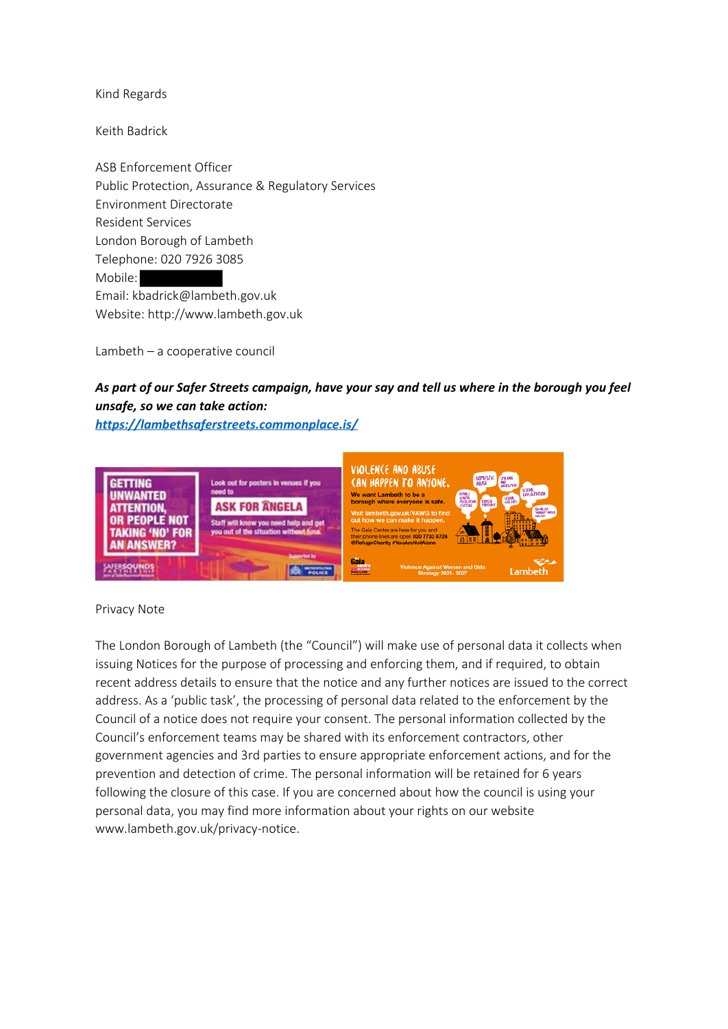Kind Regards

Keith Badrick

ASB Enforcement Officer  
Public Protection, Assurance & Regulatory Services  
Environment Directorate  
Resident Services  
London Borough of Lambeth  
Telephone: 020 7926 3085  
Mobile:  
Email: kbadrick@lambeth.gov.uk  
Website: http://www.lambeth.gov.uk

Lambeth – a cooperative council

***As part of our Safer Streets campaign, have your say and tell us where in the borough you feel unsafe, so we can take action:***  
***https://lambethsaferstreets.commonplace.is/***

Privacy Note

The London Borough of Lambeth (the "Council") will make use of personal data it collects when issuing Notices for the purpose of processing and enforcing them, and if required, to obtain recent address details to ensure that the notice and any further notices are issued to the correct address. As a 'public task', the processing of personal data related to the enforcement by the Council of a notice does not require your consent. The personal information collected by the Council's enforcement teams may be shared with its enforcement contractors, other government agencies and 3rd parties to ensure appropriate enforcement actions, and for the prevention and detection of crime. The personal information will be retained for 6 years following the closure of this case. If you are concerned about how the council is using your personal data, you may find more information about your rights on our website www.lambeth.gov.uk/privacy-notice.